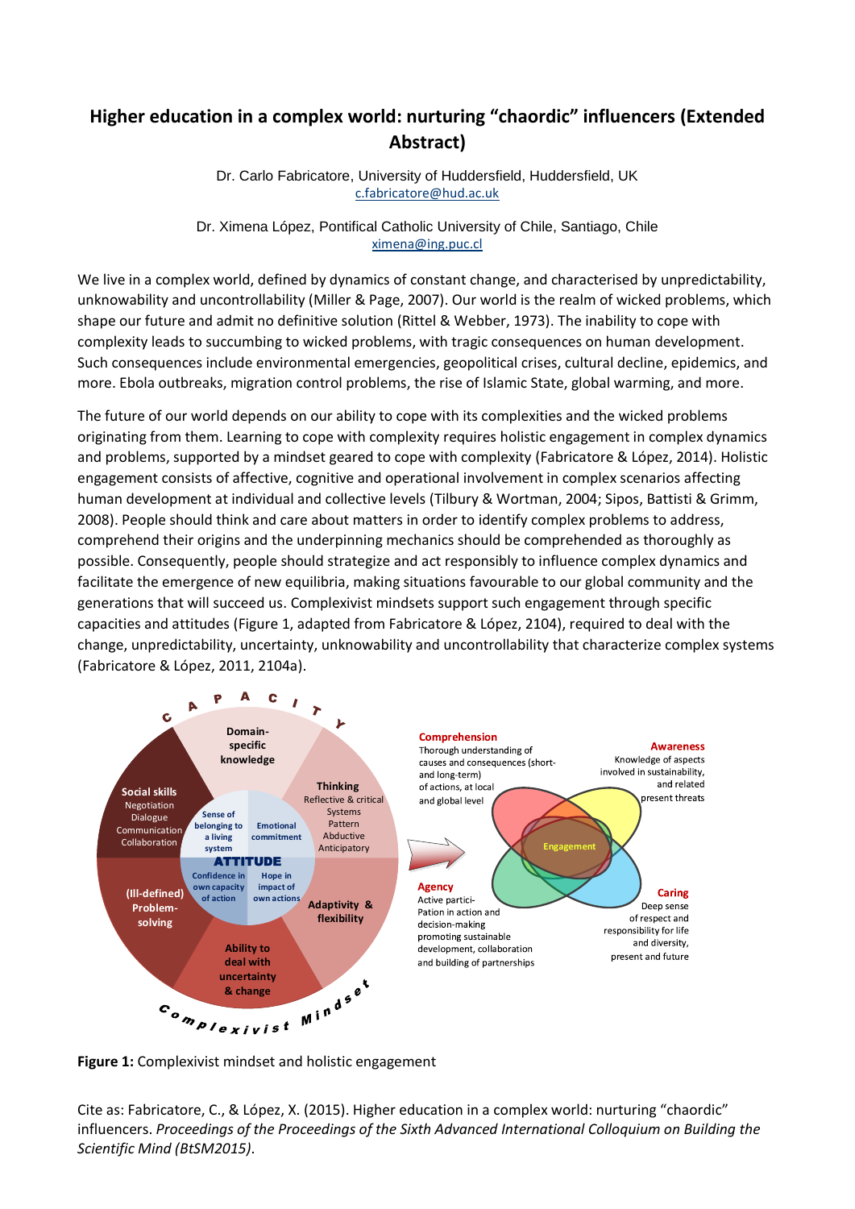# Higher education in a complex world: nurturing "chaordic" influencers (Extended Abstract)

Dr. Carlo Fabricatore, University of Huddersfield, Huddersfield, UK
c.fabricatore@hud.ac.uk

Dr. Ximena López, Pontifical Catholic University of Chile, Santiago, Chile
ximena@ing.puc.cl

We live in a complex world, defined by dynamics of constant change, and characterised by unpredictability, unknowability and uncontrollability (Miller & Page, 2007). Our world is the realm of wicked problems, which shape our future and admit no definitive solution (Rittel & Webber, 1973). The inability to cope with complexity leads to succumbing to wicked problems, with tragic consequences on human development. Such consequences include environmental emergencies, geopolitical crises, cultural decline, epidemics, and more. Ebola outbreaks, migration control problems, the rise of Islamic State, global warming, and more.

The future of our world depends on our ability to cope with its complexities and the wicked problems originating from them. Learning to cope with complexity requires holistic engagement in complex dynamics and problems, supported by a mindset geared to cope with complexity (Fabricatore & López, 2014). Holistic engagement consists of affective, cognitive and operational involvement in complex scenarios affecting human development at individual and collective levels (Tilbury & Wortman, 2004; Sipos, Battisti & Grimm, 2008). People should think and care about matters in order to identify complex problems to address, comprehend their origins and the underpinning mechanics should be comprehended as thoroughly as possible. Consequently, people should strategize and act responsibly to influence complex dynamics and facilitate the emergence of new equilibria, making situations favourable to our global community and the generations that will succeed us. Complexivist mindsets support such engagement through specific capacities and attitudes (Figure 1, adapted from Fabricatore & López, 2104), required to deal with the change, unpredictability, uncertainty, unknowability and uncontrollability that characterize complex systems (Fabricatore & López, 2011, 2104a).

**Figure 1:** Complexivist mindset and holistic engagement

Cite as: Fabricatore, C., & López, X. (2015). Higher education in a complex world: nurturing "chaordic" influencers. *Proceedings of the Proceedings of the Sixth Advanced International Colloquium on Building the Scientific Mind (BtSM2015)*.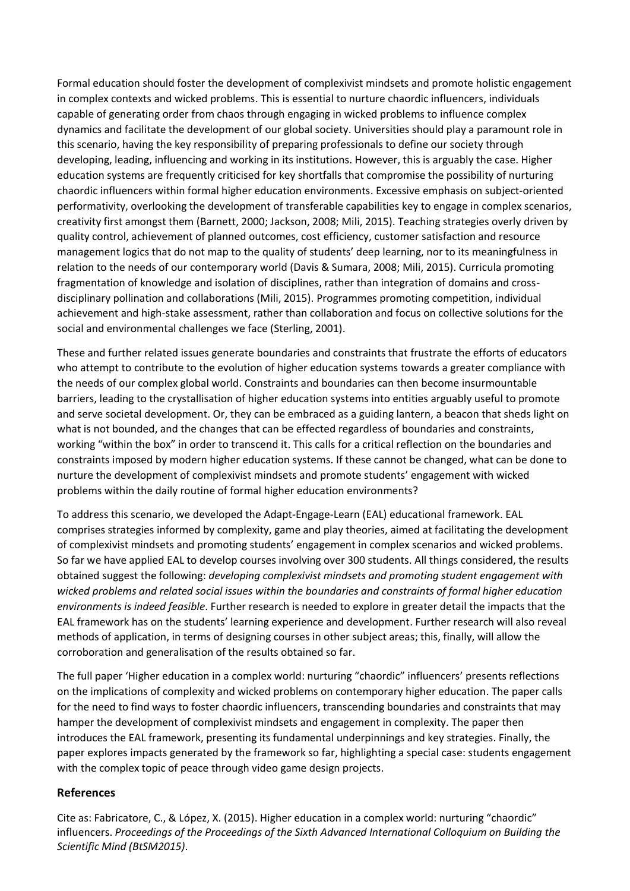Formal education should foster the development of complexivist mindsets and promote holistic engagement in complex contexts and wicked problems. This is essential to nurture chaordic influencers, individuals capable of generating order from chaos through engaging in wicked problems to influence complex dynamics and facilitate the development of our global society. Universities should play a paramount role in this scenario, having the key responsibility of preparing professionals to define our society through developing, leading, influencing and working in its institutions. However, this is arguably the case. Higher education systems are frequently criticised for key shortfalls that compromise the possibility of nurturing chaordic influencers within formal higher education environments. Excessive emphasis on subject-oriented performativity, overlooking the development of transferable capabilities key to engage in complex scenarios, creativity first amongst them (Barnett, 2000; Jackson, 2008; Mili, 2015). Teaching strategies overly driven by quality control, achievement of planned outcomes, cost efficiency, customer satisfaction and resource management logics that do not map to the quality of students' deep learning, nor to its meaningfulness in relation to the needs of our contemporary world (Davis & Sumara, 2008; Mili, 2015). Curricula promoting fragmentation of knowledge and isolation of disciplines, rather than integration of domains and cross-disciplinary pollination and collaborations (Mili, 2015). Programmes promoting competition, individual achievement and high-stake assessment, rather than collaboration and focus on collective solutions for the social and environmental challenges we face (Sterling, 2001).

These and further related issues generate boundaries and constraints that frustrate the efforts of educators who attempt to contribute to the evolution of higher education systems towards a greater compliance with the needs of our complex global world. Constraints and boundaries can then become insurmountable barriers, leading to the crystallisation of higher education systems into entities arguably useful to promote and serve societal development. Or, they can be embraced as a guiding lantern, a beacon that sheds light on what is not bounded, and the changes that can be effected regardless of boundaries and constraints, working "within the box" in order to transcend it. This calls for a critical reflection on the boundaries and constraints imposed by modern higher education systems. If these cannot be changed, what can be done to nurture the development of complexivist mindsets and promote students' engagement with wicked problems within the daily routine of formal higher education environments?

To address this scenario, we developed the Adapt-Engage-Learn (EAL) educational framework. EAL comprises strategies informed by complexity, game and play theories, aimed at facilitating the development of complexivist mindsets and promoting students' engagement in complex scenarios and wicked problems. So far we have applied EAL to develop courses involving over 300 students. All things considered, the results obtained suggest the following: *developing complexivist mindsets and promoting student engagement with wicked problems and related social issues within the boundaries and constraints of formal higher education environments is indeed feasible*. Further research is needed to explore in greater detail the impacts that the EAL framework has on the students' learning experience and development. Further research will also reveal methods of application, in terms of designing courses in other subject areas; this, finally, will allow the corroboration and generalisation of the results obtained so far.

The full paper 'Higher education in a complex world: nurturing "chaordic" influencers' presents reflections on the implications of complexity and wicked problems on contemporary higher education. The paper calls for the need to find ways to foster chaordic influencers, transcending boundaries and constraints that may hamper the development of complexivist mindsets and engagement in complexity. The paper then introduces the EAL framework, presenting its fundamental underpinnings and key strategies. Finally, the paper explores impacts generated by the framework so far, highlighting a special case: students engagement with the complex topic of peace through video game design projects.

## References

Cite as: Fabricatore, C., & López, X. (2015). Higher education in a complex world: nurturing "chaordic" influencers. *Proceedings of the Proceedings of the Sixth Advanced International Colloquium on Building the Scientific Mind (BtSM2015)*.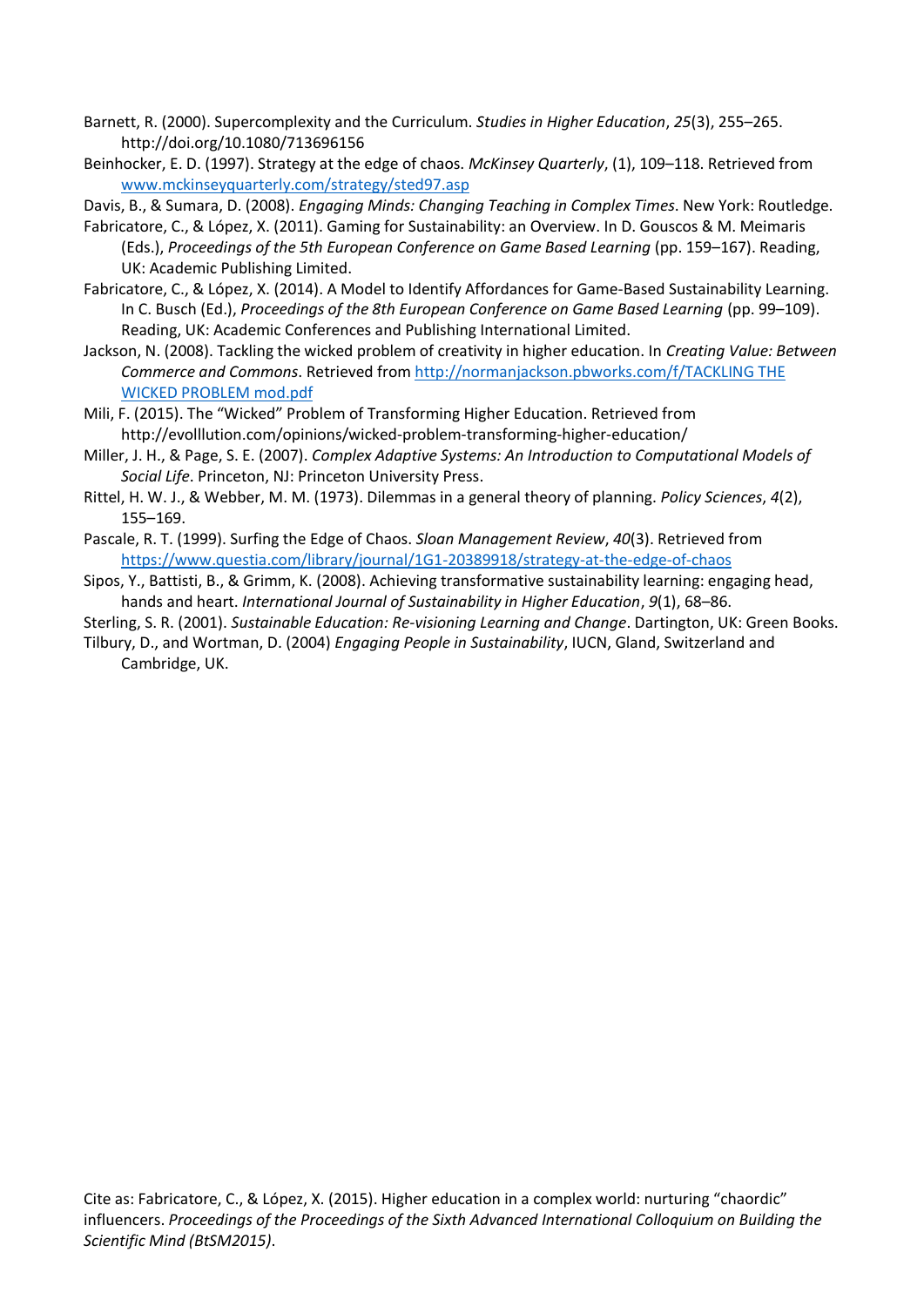Barnett, R. (2000). Supercomplexity and the Curriculum. *Studies in Higher Education*, *25*(3), 255–265. http://doi.org/10.1080/713696156

Beinhocker, E. D. (1997). Strategy at the edge of chaos. *McKinsey Quarterly*, (1), 109–118. Retrieved from www.mckinseyquarterly.com/strategy/sted97.asp

Davis, B., & Sumara, D. (2008). *Engaging Minds: Changing Teaching in Complex Times*. New York: Routledge.

Fabricatore, C., & López, X. (2011). Gaming for Sustainability: an Overview. In D. Gouscos & M. Meimaris (Eds.), *Proceedings of the 5th European Conference on Game Based Learning* (pp. 159–167). Reading, UK: Academic Publishing Limited.

Fabricatore, C., & López, X. (2014). A Model to Identify Affordances for Game-Based Sustainability Learning. In C. Busch (Ed.), *Proceedings of the 8th European Conference on Game Based Learning* (pp. 99–109). Reading, UK: Academic Conferences and Publishing International Limited.

Jackson, N. (2008). Tackling the wicked problem of creativity in higher education. In *Creating Value: Between Commerce and Commons*. Retrieved from http://normanjackson.pbworks.com/f/TACKLING THE WICKED PROBLEM mod.pdf

Mili, F. (2015). The "Wicked" Problem of Transforming Higher Education. Retrieved from http://evolllution.com/opinions/wicked-problem-transforming-higher-education/

Miller, J. H., & Page, S. E. (2007). *Complex Adaptive Systems: An Introduction to Computational Models of Social Life*. Princeton, NJ: Princeton University Press.

Rittel, H. W. J., & Webber, M. M. (1973). Dilemmas in a general theory of planning. *Policy Sciences*, *4*(2), 155–169.

Pascale, R. T. (1999). Surfing the Edge of Chaos. *Sloan Management Review*, *40*(3). Retrieved from https://www.questia.com/library/journal/1G1-20389918/strategy-at-the-edge-of-chaos

Sipos, Y., Battisti, B., & Grimm, K. (2008). Achieving transformative sustainability learning: engaging head, hands and heart. *International Journal of Sustainability in Higher Education*, *9*(1), 68–86.

Sterling, S. R. (2001). *Sustainable Education: Re-visioning Learning and Change*. Dartington, UK: Green Books.

Tilbury, D., and Wortman, D. (2004) *Engaging People in Sustainability*, IUCN, Gland, Switzerland and Cambridge, UK.

Cite as: Fabricatore, C., & López, X. (2015). Higher education in a complex world: nurturing "chaordic" influencers. *Proceedings of the Proceedings of the Sixth Advanced International Colloquium on Building the Scientific Mind (BtSM2015)*.